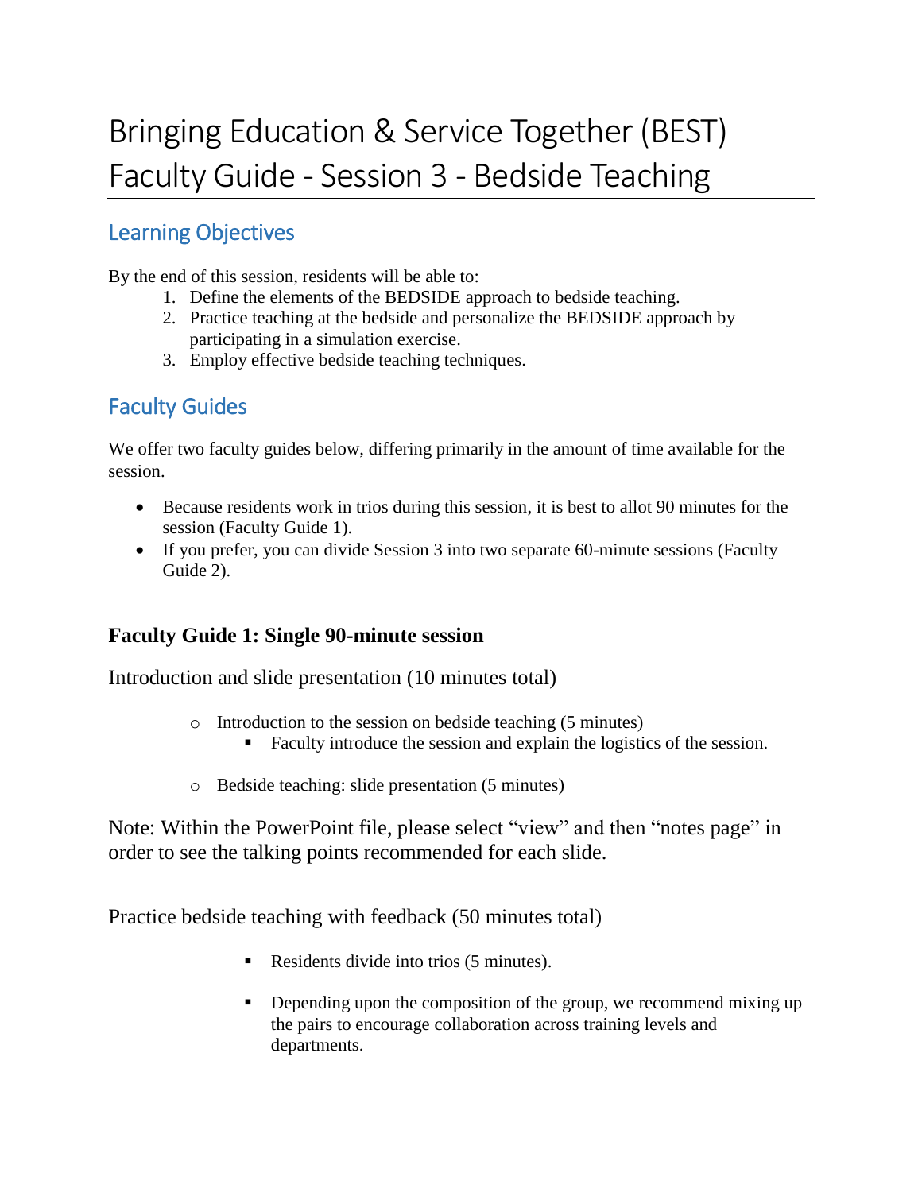# Bringing Education & Service Together (BEST) Faculty Guide - Session 3 - Bedside Teaching

## Learning Objectives

By the end of this session, residents will be able to:

1. Define the elements of the BEDSIDE approach to bedside teaching.
2. Practice teaching at the bedside and personalize the BEDSIDE approach by participating in a simulation exercise.
3. Employ effective bedside teaching techniques.

## Faculty Guides

We offer two faculty guides below, differing primarily in the amount of time available for the session.

- Because residents work in trios during this session, it is best to allot 90 minutes for the session (Faculty Guide 1).
- If you prefer, you can divide Session 3 into two separate 60-minute sessions (Faculty Guide 2).

### Faculty Guide 1: Single 90-minute session

Introduction and slide presentation (10 minutes total)

- Introduction to the session on bedside teaching (5 minutes)
  - Faculty introduce the session and explain the logistics of the session.
- Bedside teaching: slide presentation (5 minutes)

Note: Within the PowerPoint file, please select "view" and then "notes page" in order to see the talking points recommended for each slide.

Practice bedside teaching with feedback (50 minutes total)

- Residents divide into trios (5 minutes).
- Depending upon the composition of the group, we recommend mixing up the pairs to encourage collaboration across training levels and departments.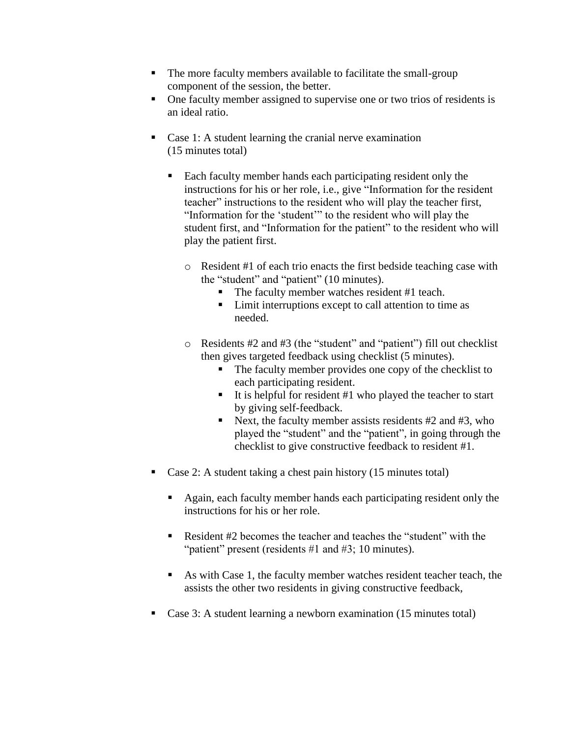- The more faculty members available to facilitate the small-group component of the session, the better.
- One faculty member assigned to supervise one or two trios of residents is an ideal ratio.

- Case 1: A student learning the cranial nerve examination (15 minutes total)

  - Each faculty member hands each participating resident only the instructions for his or her role, i.e., give "Information for the resident teacher" instructions to the resident who will play the teacher first, "Information for the 'student'" to the resident who will play the student first, and "Information for the patient" to the resident who will play the patient first.

    - Resident #1 of each trio enacts the first bedside teaching case with the "student" and "patient" (10 minutes).
      - The faculty member watches resident #1 teach.
      - Limit interruptions except to call attention to time as needed.

    - Residents #2 and #3 (the "student" and "patient") fill out checklist then gives targeted feedback using checklist (5 minutes).
      - The faculty member provides one copy of the checklist to each participating resident.
      - It is helpful for resident #1 who played the teacher to start by giving self-feedback.
      - Next, the faculty member assists residents #2 and #3, who played the "student" and the "patient", in going through the checklist to give constructive feedback to resident #1.

- Case 2: A student taking a chest pain history (15 minutes total)

  - Again, each faculty member hands each participating resident only the instructions for his or her role.

  - Resident #2 becomes the teacher and teaches the "student" with the "patient" present (residents #1 and #3; 10 minutes).

  - As with Case 1, the faculty member watches resident teacher teach, the assists the other two residents in giving constructive feedback,

- Case 3: A student learning a newborn examination (15 minutes total)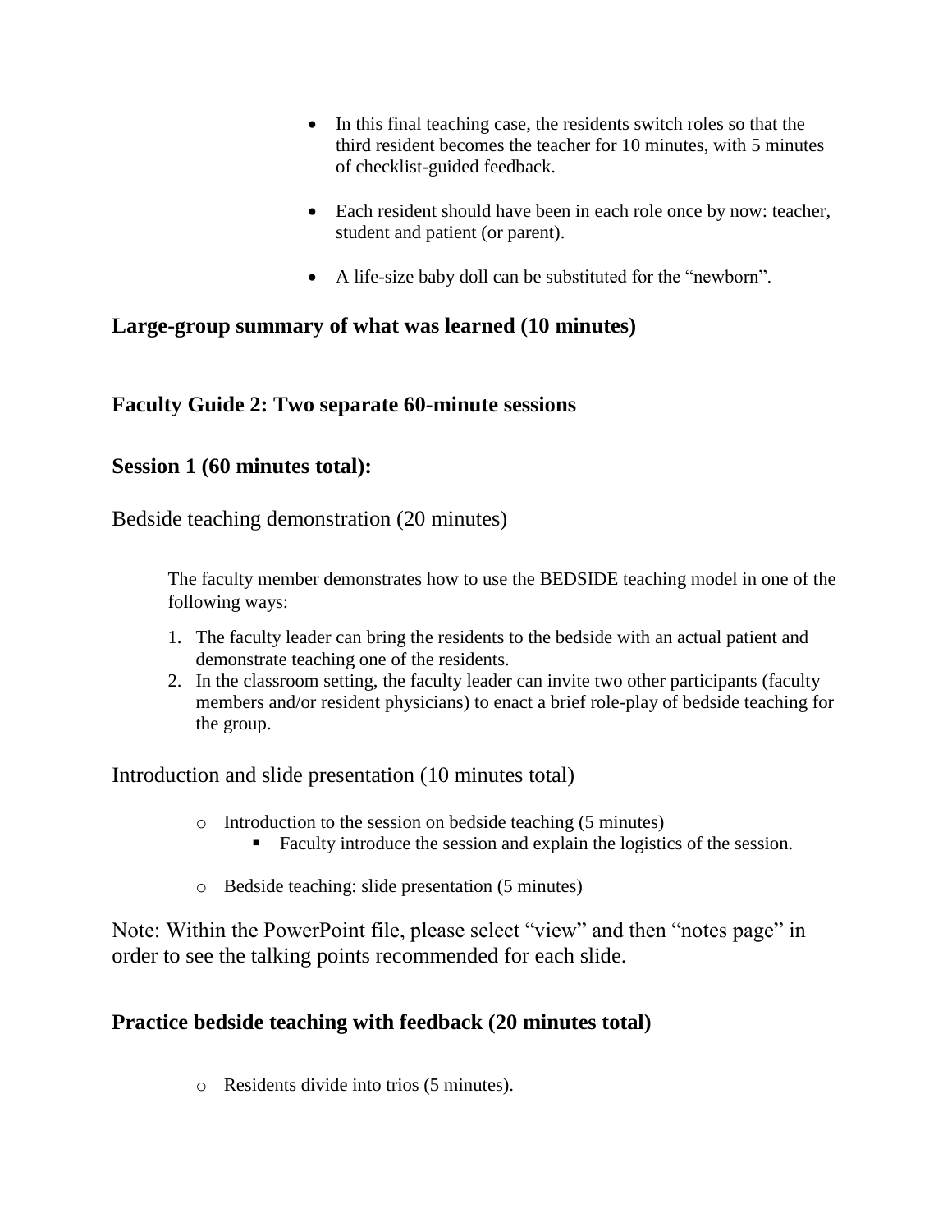- In this final teaching case, the residents switch roles so that the third resident becomes the teacher for 10 minutes, with 5 minutes of checklist-guided feedback.

- Each resident should have been in each role once by now: teacher, student and patient (or parent).

- A life-size baby doll can be substituted for the "newborn".

## Large-group summary of what was learned (10 minutes)

## Faculty Guide 2: Two separate 60-minute sessions

## Session 1 (60 minutes total):

Bedside teaching demonstration (20 minutes)

The faculty member demonstrates how to use the BEDSIDE teaching model in one of the following ways:

1. The faculty leader can bring the residents to the bedside with an actual patient and demonstrate teaching one of the residents.
2. In the classroom setting, the faculty leader can invite two other participants (faculty members and/or resident physicians) to enact a brief role-play of bedside teaching for the group.

Introduction and slide presentation (10 minutes total)

- Introduction to the session on bedside teaching (5 minutes)
  - Faculty introduce the session and explain the logistics of the session.

- Bedside teaching: slide presentation (5 minutes)

Note: Within the PowerPoint file, please select "view" and then "notes page" in order to see the talking points recommended for each slide.

## Practice bedside teaching with feedback (20 minutes total)

- Residents divide into trios (5 minutes).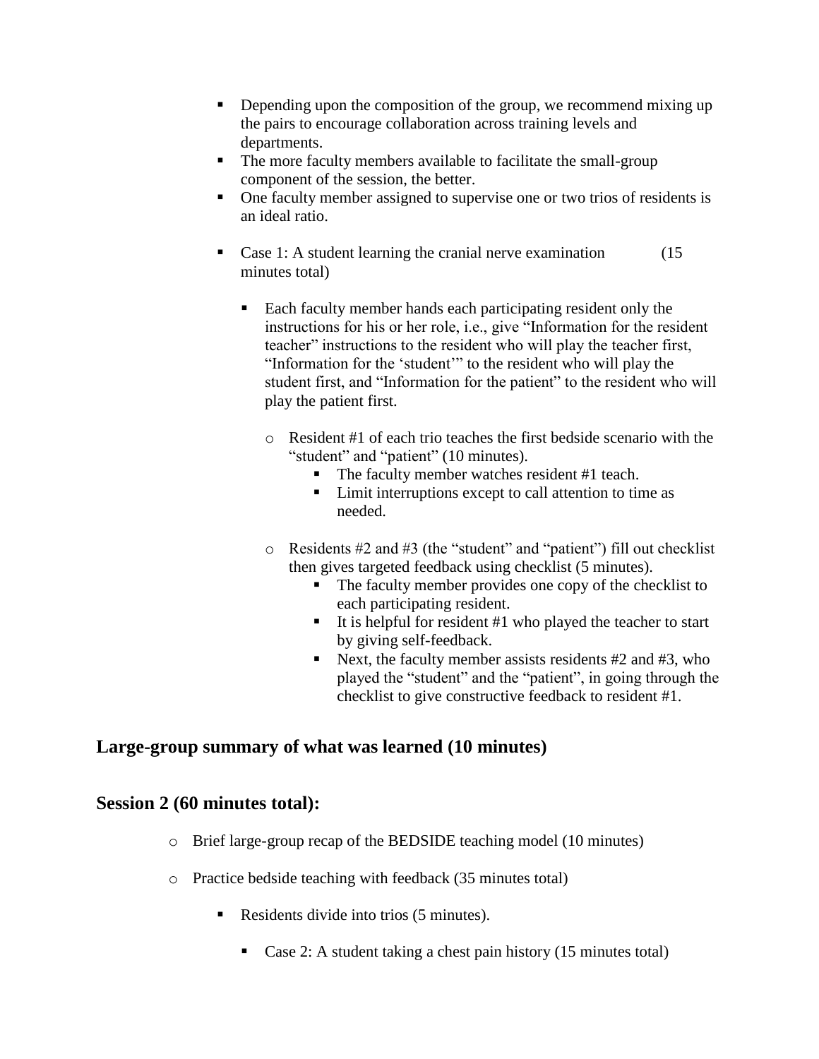- Depending upon the composition of the group, we recommend mixing up the pairs to encourage collaboration across training levels and departments.
- The more faculty members available to facilitate the small-group component of the session, the better.
- One faculty member assigned to supervise one or two trios of residents is an ideal ratio.

- Case 1: A student learning the cranial nerve examination (15 minutes total)
  - Each faculty member hands each participating resident only the instructions for his or her role, i.e., give "Information for the resident teacher" instructions to the resident who will play the teacher first, "Information for the 'student'" to the resident who will play the student first, and "Information for the patient" to the resident who will play the patient first.
    - Resident #1 of each trio teaches the first bedside scenario with the "student" and "patient" (10 minutes).
      - The faculty member watches resident #1 teach.
      - Limit interruptions except to call attention to time as needed.
    - Residents #2 and #3 (the "student" and "patient") fill out checklist then gives targeted feedback using checklist (5 minutes).
      - The faculty member provides one copy of the checklist to each participating resident.
      - It is helpful for resident #1 who played the teacher to start by giving self-feedback.
      - Next, the faculty member assists residents #2 and #3, who played the "student" and the "patient", in going through the checklist to give constructive feedback to resident #1.

### Large-group summary of what was learned (10 minutes)

### Session 2 (60 minutes total):

- Brief large-group recap of the BEDSIDE teaching model (10 minutes)
- Practice bedside teaching with feedback (35 minutes total)
  - Residents divide into trios (5 minutes).
    - Case 2: A student taking a chest pain history (15 minutes total)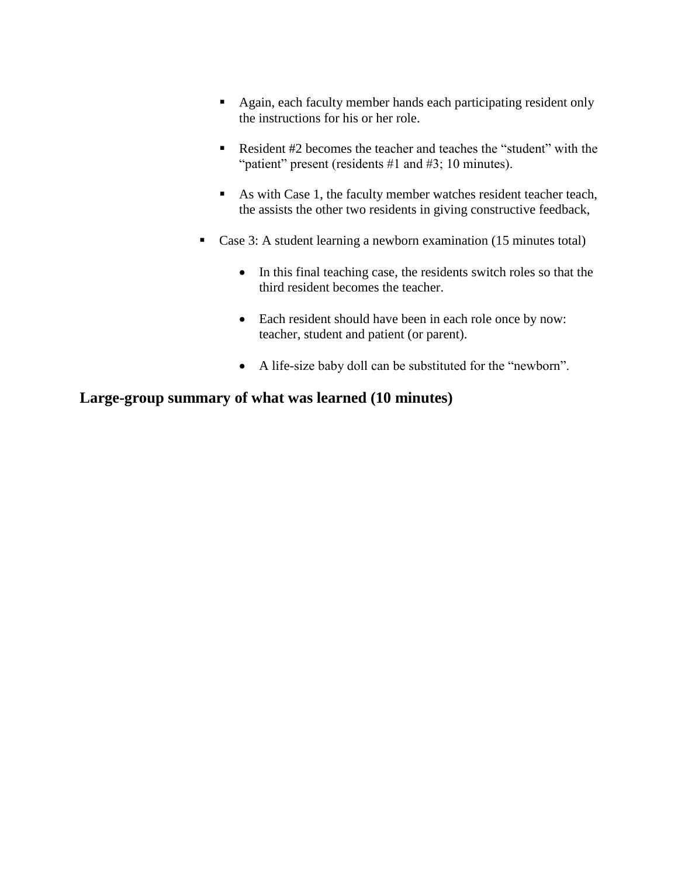- Again, each faculty member hands each participating resident only the instructions for his or her role.

- Resident #2 becomes the teacher and teaches the "student" with the "patient" present (residents #1 and #3; 10 minutes).

- As with Case 1, the faculty member watches resident teacher teach, the assists the other two residents in giving constructive feedback,

- Case 3: A student learning a newborn examination (15 minutes total)

  - In this final teaching case, the residents switch roles so that the third resident becomes the teacher.

  - Each resident should have been in each role once by now: teacher, student and patient (or parent).

  - A life-size baby doll can be substituted for the "newborn".

## Large-group summary of what was learned (10 minutes)